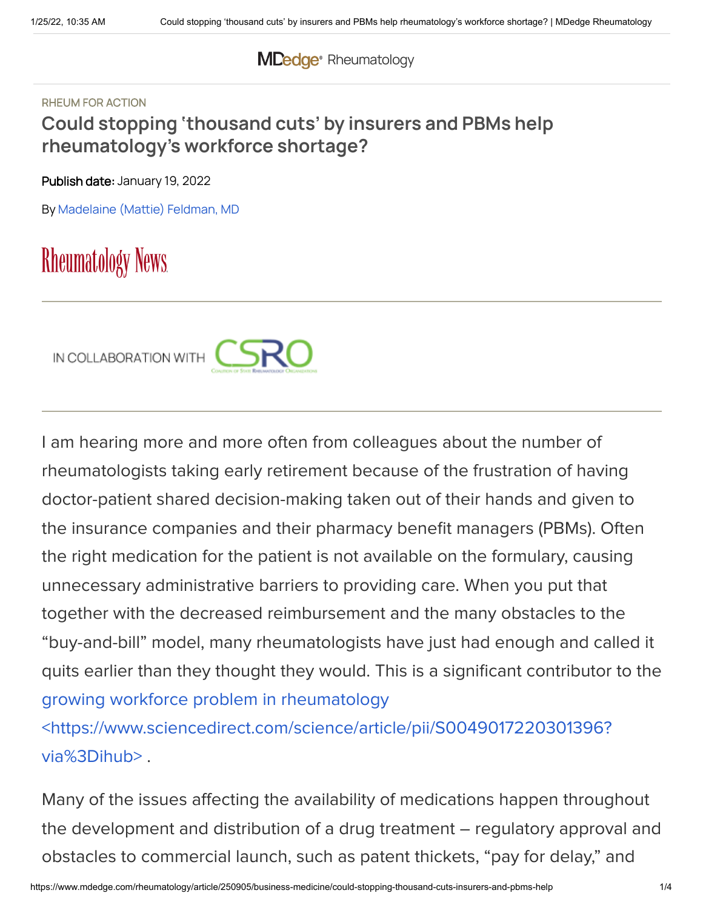RHEUM FOR ACTION

# Could stopping 'thousand cuts' by insurers and PBMs help rheumatology's workforce shortage?

**Publish date:** January 19, 2022

By Madelaine (Mattie) Feldman, MD

Rheumatology News

IN COLLABORATION WITH CSRO

I am hearing more and more often from colleagues about the number of rheumatologists taking early retirement because of the frustration of having doctor-patient shared decision-making taken out of their hands and given to the insurance companies and their pharmacy benefit managers (PBMs). Often the right medication for the patient is not available on the formulary, causing unnecessary administrative barriers to providing care. When you put that together with the decreased reimbursement and the many obstacles to the "buy-and-bill" model, many rheumatologists have just had enough and called it quits earlier than they thought they would. This is a significant contributor to the growing workforce problem in rheumatology <https://www.sciencedirect.com/science/article/pii/S0049017220301396?via%3Dihub> .

Many of the issues affecting the availability of medications happen throughout the development and distribution of a drug treatment – regulatory approval and obstacles to commercial launch, such as patent thickets, "pay for delay," and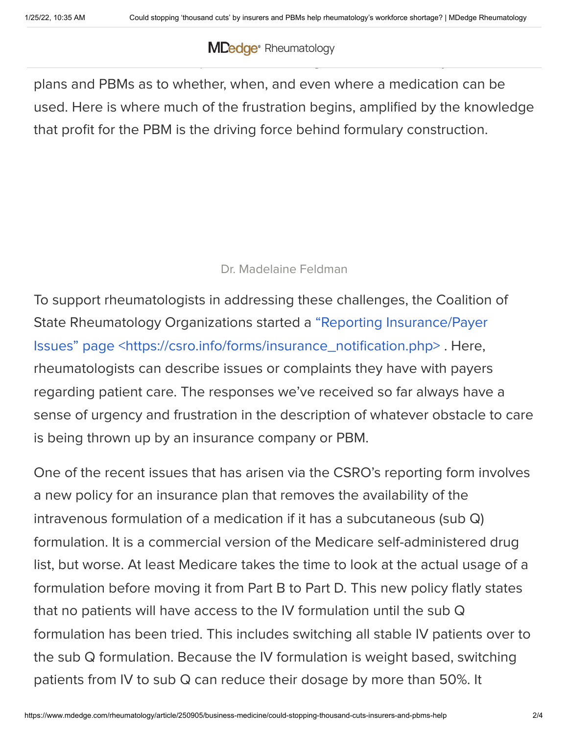plans and PBMs as to whether, when, and even where a medication can be used. Here is where much of the frustration begins, amplified by the knowledge that profit for the PBM is the driving force behind formulary construction.

Dr. Madelaine Feldman

To support rheumatologists in addressing these challenges, the Coalition of State Rheumatology Organizations started a "Reporting Insurance/Payer Issues" page <https://csro.info/forms/insurance_notification.php> . Here, rheumatologists can describe issues or complaints they have with payers regarding patient care. The responses we've received so far always have a sense of urgency and frustration in the description of whatever obstacle to care is being thrown up by an insurance company or PBM.

One of the recent issues that has arisen via the CSRO's reporting form involves a new policy for an insurance plan that removes the availability of the intravenous formulation of a medication if it has a subcutaneous (sub Q) formulation. It is a commercial version of the Medicare self-administered drug list, but worse. At least Medicare takes the time to look at the actual usage of a formulation before moving it from Part B to Part D. This new policy flatly states that no patients will have access to the IV formulation until the sub Q formulation has been tried. This includes switching all stable IV patients over to the sub Q formulation. Because the IV formulation is weight based, switching patients from IV to sub Q can reduce their dosage by more than 50%. It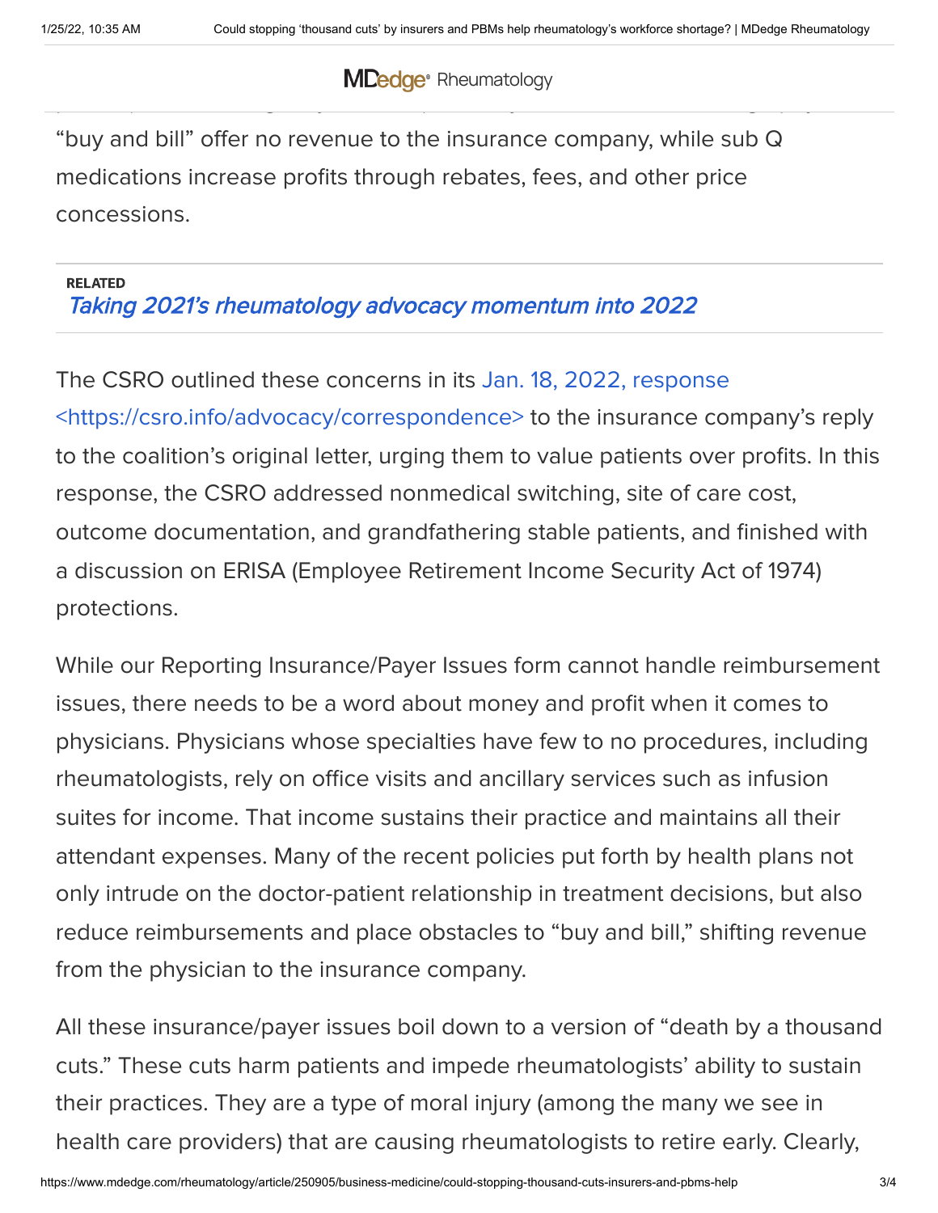"buy and bill" offer no revenue to the insurance company, while sub Q medications increase profits through rebates, fees, and other price concessions.

**RELATED**
*Taking 2021's rheumatology advocacy momentum into 2022*

The CSRO outlined these concerns in its Jan. 18, 2022, response <https://csro.info/advocacy/correspondence> to the insurance company's reply to the coalition's original letter, urging them to value patients over profits. In this response, the CSRO addressed nonmedical switching, site of care cost, outcome documentation, and grandfathering stable patients, and finished with a discussion on ERISA (Employee Retirement Income Security Act of 1974) protections.

While our Reporting Insurance/Payer Issues form cannot handle reimbursement issues, there needs to be a word about money and profit when it comes to physicians. Physicians whose specialties have few to no procedures, including rheumatologists, rely on office visits and ancillary services such as infusion suites for income. That income sustains their practice and maintains all their attendant expenses. Many of the recent policies put forth by health plans not only intrude on the doctor-patient relationship in treatment decisions, but also reduce reimbursements and place obstacles to "buy and bill," shifting revenue from the physician to the insurance company.

All these insurance/payer issues boil down to a version of "death by a thousand cuts." These cuts harm patients and impede rheumatologists' ability to sustain their practices. They are a type of moral injury (among the many we see in health care providers) that are causing rheumatologists to retire early. Clearly,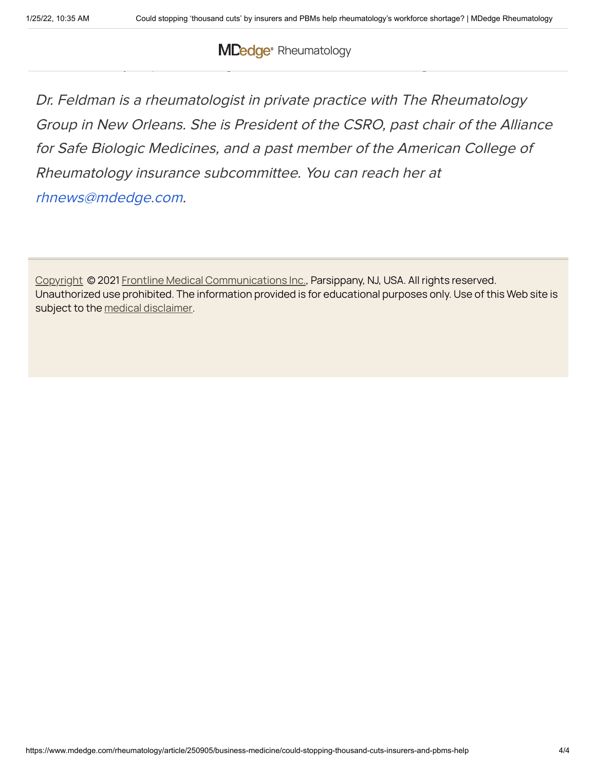*Dr. Feldman is a rheumatologist in private practice with The Rheumatology Group in New Orleans. She is President of the CSRO, past chair of the Alliance for Safe Biologic Medicines, and a past member of the American College of Rheumatology insurance subcommittee. You can reach her at rhnews@mdedge.com.*

Copyright © 2021 Frontline Medical Communications Inc., Parsippany, NJ, USA. All rights reserved. Unauthorized use prohibited. The information provided is for educational purposes only. Use of this Web site is subject to the medical disclaimer.